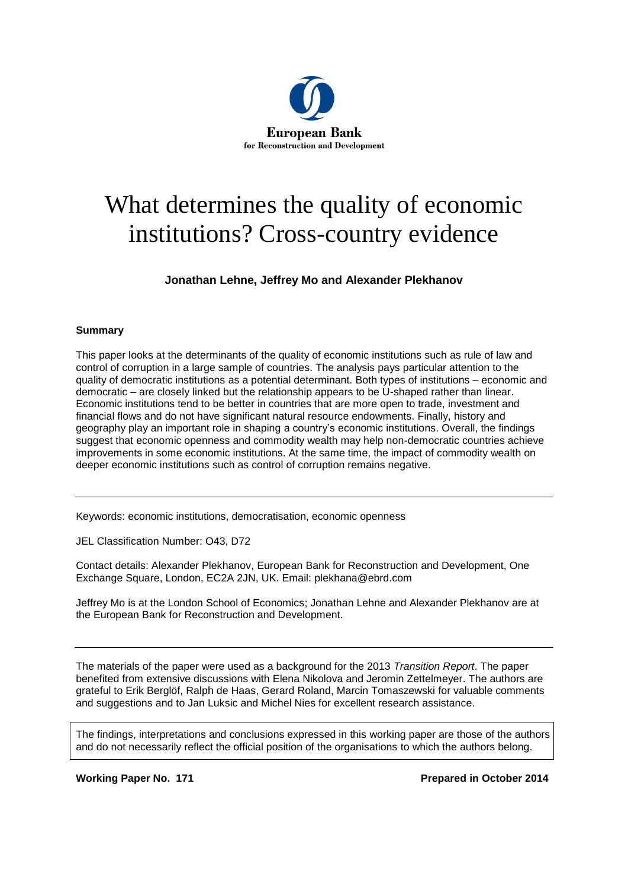European Bank
for Reconstruction and Development

# What determines the quality of economic institutions? Cross-country evidence

**Jonathan Lehne, Jeffrey Mo and Alexander Plekhanov**

### Summary

This paper looks at the determinants of the quality of economic institutions such as rule of law and control of corruption in a large sample of countries. The analysis pays particular attention to the quality of democratic institutions as a potential determinant. Both types of institutions – economic and democratic – are closely linked but the relationship appears to be U-shaped rather than linear. Economic institutions tend to be better in countries that are more open to trade, investment and financial flows and do not have significant natural resource endowments. Finally, history and geography play an important role in shaping a country's economic institutions. Overall, the findings suggest that economic openness and commodity wealth may help non-democratic countries achieve improvements in some economic institutions. At the same time, the impact of commodity wealth on deeper economic institutions such as control of corruption remains negative.

---

Keywords: economic institutions, democratisation, economic openness

JEL Classification Number: O43, D72

Contact details: Alexander Plekhanov, European Bank for Reconstruction and Development, One Exchange Square, London, EC2A 2JN, UK. Email: plekhana@ebrd.com

Jeffrey Mo is at the London School of Economics; Jonathan Lehne and Alexander Plekhanov are at the European Bank for Reconstruction and Development.

---

The materials of the paper were used as a background for the 2013 *Transition Report*. The paper benefited from extensive discussions with Elena Nikolova and Jeromin Zettelmeyer. The authors are grateful to Erik Berglöf, Ralph de Haas, Gerard Roland, Marcin Tomaszewski for valuable comments and suggestions and to Jan Luksic and Michel Nies for excellent research assistance.

The findings, interpretations and conclusions expressed in this working paper are those of the authors and do not necessarily reflect the official position of the organisations to which the authors belong.

**Working Paper No. 171** **Prepared in October 2014**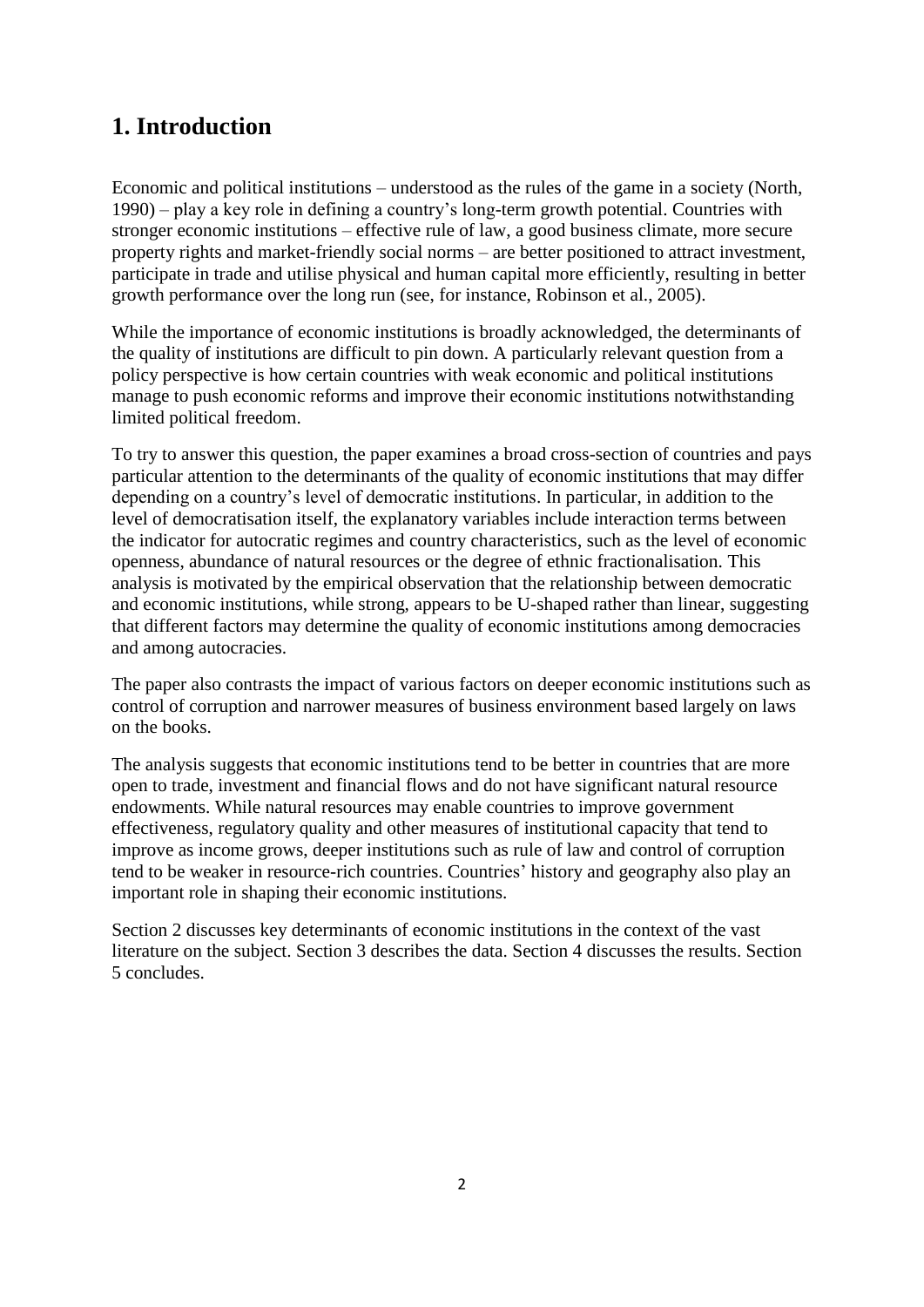# 1. Introduction

Economic and political institutions – understood as the rules of the game in a society (North, 1990) – play a key role in defining a country's long-term growth potential. Countries with stronger economic institutions – effective rule of law, a good business climate, more secure property rights and market-friendly social norms – are better positioned to attract investment, participate in trade and utilise physical and human capital more efficiently, resulting in better growth performance over the long run (see, for instance, Robinson et al., 2005).

While the importance of economic institutions is broadly acknowledged, the determinants of the quality of institutions are difficult to pin down. A particularly relevant question from a policy perspective is how certain countries with weak economic and political institutions manage to push economic reforms and improve their economic institutions notwithstanding limited political freedom.

To try to answer this question, the paper examines a broad cross-section of countries and pays particular attention to the determinants of the quality of economic institutions that may differ depending on a country's level of democratic institutions. In particular, in addition to the level of democratisation itself, the explanatory variables include interaction terms between the indicator for autocratic regimes and country characteristics, such as the level of economic openness, abundance of natural resources or the degree of ethnic fractionalisation. This analysis is motivated by the empirical observation that the relationship between democratic and economic institutions, while strong, appears to be U-shaped rather than linear, suggesting that different factors may determine the quality of economic institutions among democracies and among autocracies.

The paper also contrasts the impact of various factors on deeper economic institutions such as control of corruption and narrower measures of business environment based largely on laws on the books.

The analysis suggests that economic institutions tend to be better in countries that are more open to trade, investment and financial flows and do not have significant natural resource endowments. While natural resources may enable countries to improve government effectiveness, regulatory quality and other measures of institutional capacity that tend to improve as income grows, deeper institutions such as rule of law and control of corruption tend to be weaker in resource-rich countries. Countries' history and geography also play an important role in shaping their economic institutions.

Section 2 discusses key determinants of economic institutions in the context of the vast literature on the subject. Section 3 describes the data. Section 4 discusses the results. Section 5 concludes.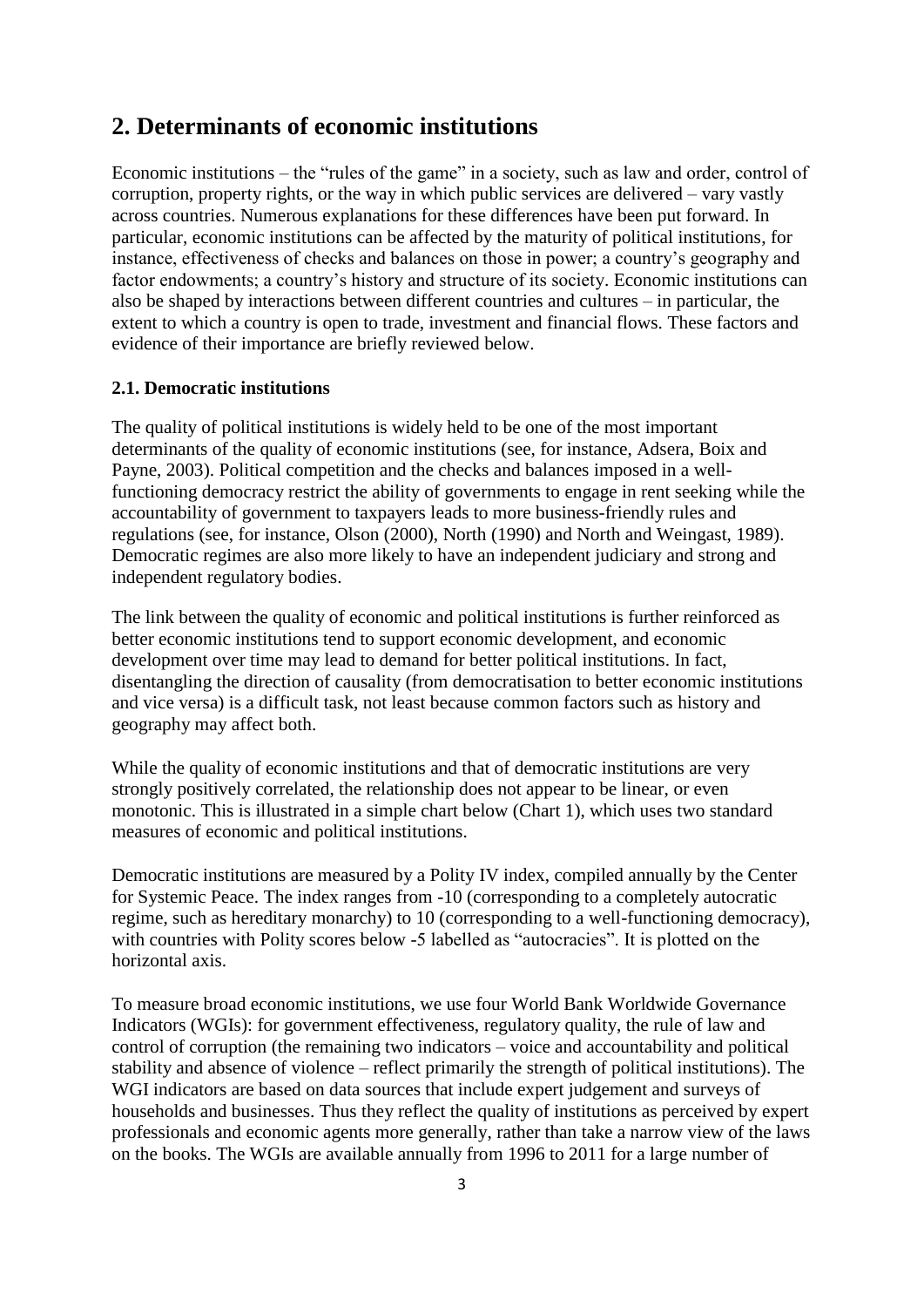## 2. Determinants of economic institutions

Economic institutions – the "rules of the game" in a society, such as law and order, control of corruption, property rights, or the way in which public services are delivered – vary vastly across countries. Numerous explanations for these differences have been put forward. In particular, economic institutions can be affected by the maturity of political institutions, for instance, effectiveness of checks and balances on those in power; a country's geography and factor endowments; a country's history and structure of its society. Economic institutions can also be shaped by interactions between different countries and cultures – in particular, the extent to which a country is open to trade, investment and financial flows. These factors and evidence of their importance are briefly reviewed below.

### 2.1. Democratic institutions

The quality of political institutions is widely held to be one of the most important determinants of the quality of economic institutions (see, for instance, Adsera, Boix and Payne, 2003). Political competition and the checks and balances imposed in a well-functioning democracy restrict the ability of governments to engage in rent seeking while the accountability of government to taxpayers leads to more business-friendly rules and regulations (see, for instance, Olson (2000), North (1990) and North and Weingast, 1989). Democratic regimes are also more likely to have an independent judiciary and strong and independent regulatory bodies.

The link between the quality of economic and political institutions is further reinforced as better economic institutions tend to support economic development, and economic development over time may lead to demand for better political institutions. In fact, disentangling the direction of causality (from democratisation to better economic institutions and vice versa) is a difficult task, not least because common factors such as history and geography may affect both.

While the quality of economic institutions and that of democratic institutions are very strongly positively correlated, the relationship does not appear to be linear, or even monotonic. This is illustrated in a simple chart below (Chart 1), which uses two standard measures of economic and political institutions.

Democratic institutions are measured by a Polity IV index, compiled annually by the Center for Systemic Peace. The index ranges from -10 (corresponding to a completely autocratic regime, such as hereditary monarchy) to 10 (corresponding to a well-functioning democracy), with countries with Polity scores below -5 labelled as "autocracies". It is plotted on the horizontal axis.

To measure broad economic institutions, we use four World Bank Worldwide Governance Indicators (WGIs): for government effectiveness, regulatory quality, the rule of law and control of corruption (the remaining two indicators – voice and accountability and political stability and absence of violence – reflect primarily the strength of political institutions). The WGI indicators are based on data sources that include expert judgement and surveys of households and businesses. Thus they reflect the quality of institutions as perceived by expert professionals and economic agents more generally, rather than take a narrow view of the laws on the books. The WGIs are available annually from 1996 to 2011 for a large number of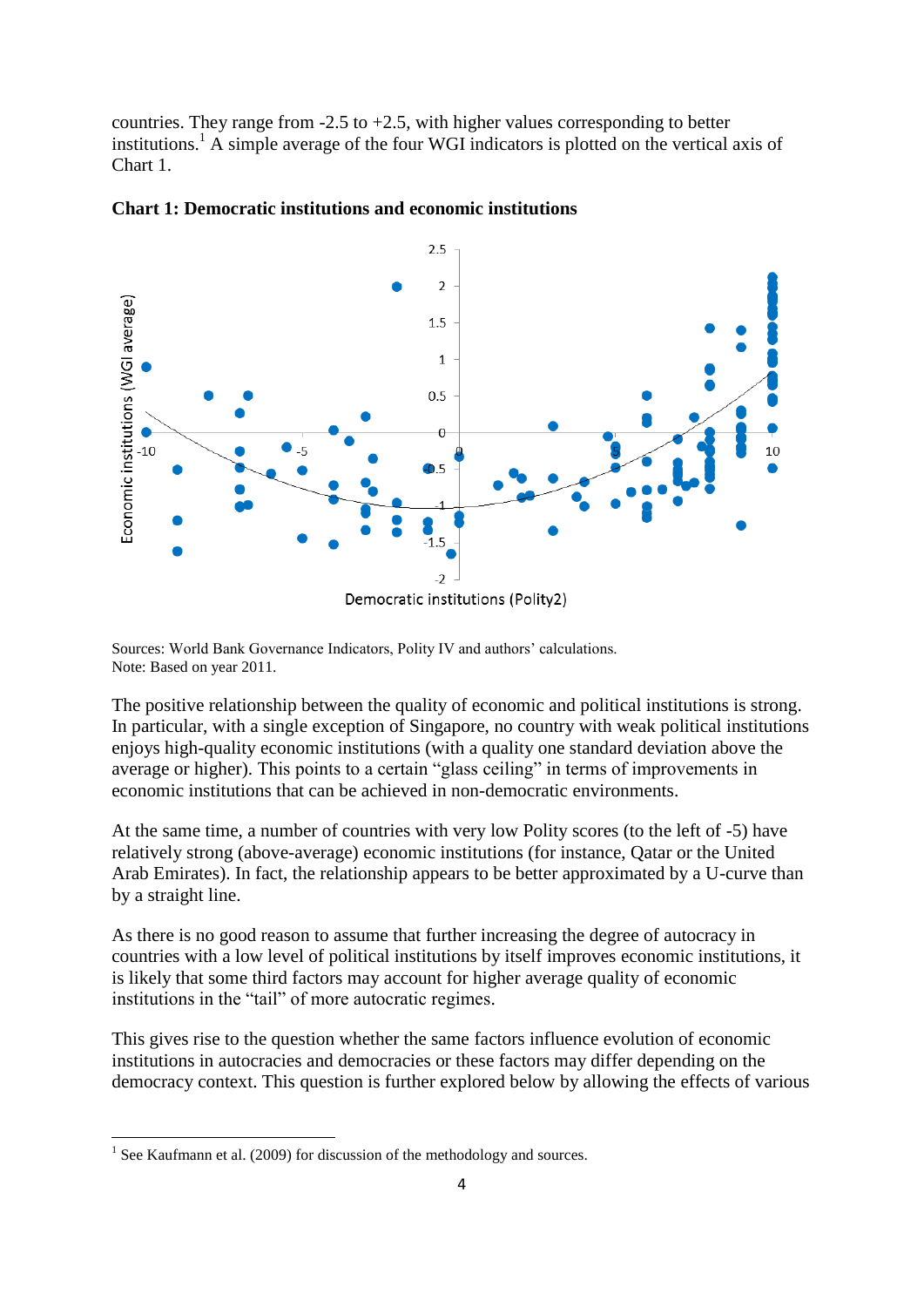countries. They range from -2.5 to +2.5, with higher values corresponding to better institutions.[1] A simple average of the four WGI indicators is plotted on the vertical axis of Chart 1.

**Chart 1: Democratic institutions and economic institutions**

Sources: World Bank Governance Indicators, Polity IV and authors' calculations.
Note: Based on year 2011.

The positive relationship between the quality of economic and political institutions is strong. In particular, with a single exception of Singapore, no country with weak political institutions enjoys high-quality economic institutions (with a quality one standard deviation above the average or higher). This points to a certain "glass ceiling" in terms of improvements in economic institutions that can be achieved in non-democratic environments.

At the same time, a number of countries with very low Polity scores (to the left of -5) have relatively strong (above-average) economic institutions (for instance, Qatar or the United Arab Emirates). In fact, the relationship appears to be better approximated by a U-curve than by a straight line.

As there is no good reason to assume that further increasing the degree of autocracy in countries with a low level of political institutions by itself improves economic institutions, it is likely that some third factors may account for higher average quality of economic institutions in the "tail" of more autocratic regimes.

This gives rise to the question whether the same factors influence evolution of economic institutions in autocracies and democracies or these factors may differ depending on the democracy context. This question is further explored below by allowing the effects of various

[1] See Kaufmann et al. (2009) for discussion of the methodology and sources.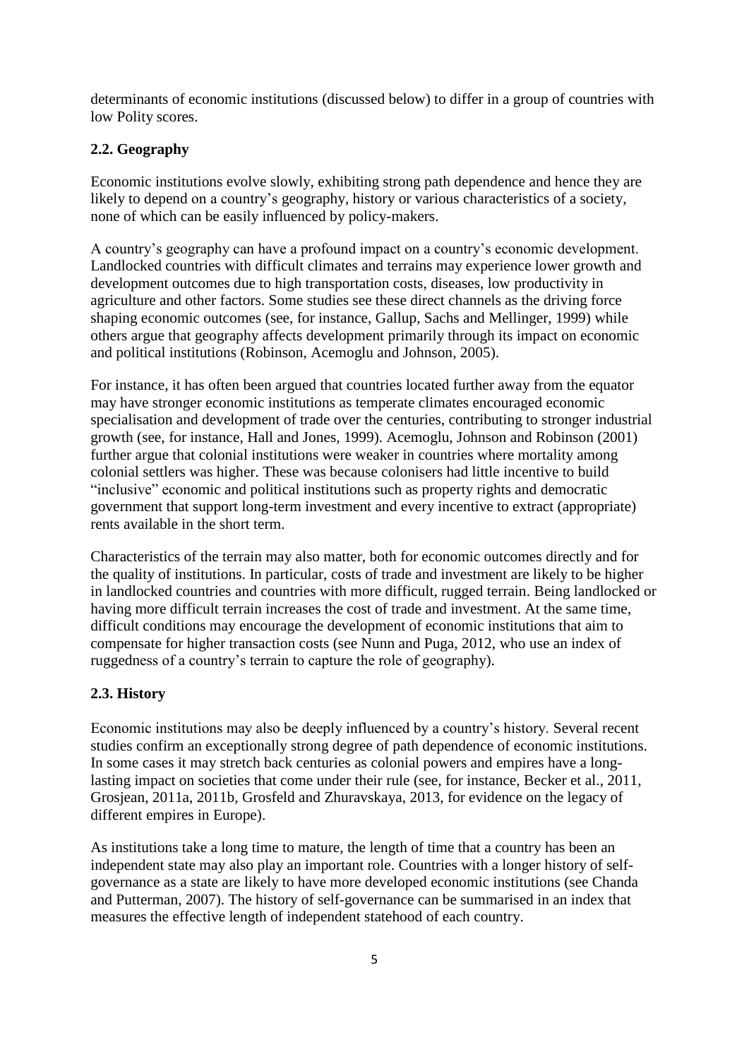determinants of economic institutions (discussed below) to differ in a group of countries with low Polity scores.

### 2.2. Geography

Economic institutions evolve slowly, exhibiting strong path dependence and hence they are likely to depend on a country's geography, history or various characteristics of a society, none of which can be easily influenced by policy-makers.

A country's geography can have a profound impact on a country's economic development. Landlocked countries with difficult climates and terrains may experience lower growth and development outcomes due to high transportation costs, diseases, low productivity in agriculture and other factors. Some studies see these direct channels as the driving force shaping economic outcomes (see, for instance, Gallup, Sachs and Mellinger, 1999) while others argue that geography affects development primarily through its impact on economic and political institutions (Robinson, Acemoglu and Johnson, 2005).

For instance, it has often been argued that countries located further away from the equator may have stronger economic institutions as temperate climates encouraged economic specialisation and development of trade over the centuries, contributing to stronger industrial growth (see, for instance, Hall and Jones, 1999). Acemoglu, Johnson and Robinson (2001) further argue that colonial institutions were weaker in countries where mortality among colonial settlers was higher. These was because colonisers had little incentive to build "inclusive" economic and political institutions such as property rights and democratic government that support long-term investment and every incentive to extract (appropriate) rents available in the short term.

Characteristics of the terrain may also matter, both for economic outcomes directly and for the quality of institutions. In particular, costs of trade and investment are likely to be higher in landlocked countries and countries with more difficult, rugged terrain. Being landlocked or having more difficult terrain increases the cost of trade and investment. At the same time, difficult conditions may encourage the development of economic institutions that aim to compensate for higher transaction costs (see Nunn and Puga, 2012, who use an index of ruggedness of a country's terrain to capture the role of geography).

### 2.3. History

Economic institutions may also be deeply influenced by a country's history. Several recent studies confirm an exceptionally strong degree of path dependence of economic institutions. In some cases it may stretch back centuries as colonial powers and empires have a long-lasting impact on societies that come under their rule (see, for instance, Becker et al., 2011, Grosjean, 2011a, 2011b, Grosfeld and Zhuravskaya, 2013, for evidence on the legacy of different empires in Europe).

As institutions take a long time to mature, the length of time that a country has been an independent state may also play an important role. Countries with a longer history of self-governance as a state are likely to have more developed economic institutions (see Chanda and Putterman, 2007). The history of self-governance can be summarised in an index that measures the effective length of independent statehood of each country.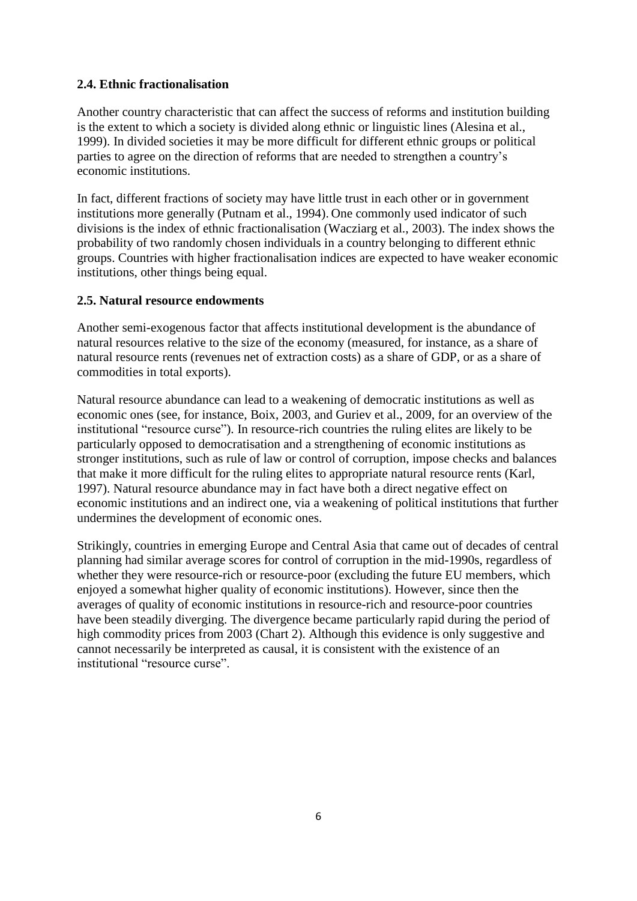### 2.4. Ethnic fractionalisation

Another country characteristic that can affect the success of reforms and institution building is the extent to which a society is divided along ethnic or linguistic lines (Alesina et al., 1999). In divided societies it may be more difficult for different ethnic groups or political parties to agree on the direction of reforms that are needed to strengthen a country's economic institutions.

In fact, different fractions of society may have little trust in each other or in government institutions more generally (Putnam et al., 1994). One commonly used indicator of such divisions is the index of ethnic fractionalisation (Wacziarg et al., 2003). The index shows the probability of two randomly chosen individuals in a country belonging to different ethnic groups. Countries with higher fractionalisation indices are expected to have weaker economic institutions, other things being equal.

### 2.5. Natural resource endowments

Another semi-exogenous factor that affects institutional development is the abundance of natural resources relative to the size of the economy (measured, for instance, as a share of natural resource rents (revenues net of extraction costs) as a share of GDP, or as a share of commodities in total exports).

Natural resource abundance can lead to a weakening of democratic institutions as well as economic ones (see, for instance, Boix, 2003, and Guriev et al., 2009, for an overview of the institutional "resource curse"). In resource-rich countries the ruling elites are likely to be particularly opposed to democratisation and a strengthening of economic institutions as stronger institutions, such as rule of law or control of corruption, impose checks and balances that make it more difficult for the ruling elites to appropriate natural resource rents (Karl, 1997). Natural resource abundance may in fact have both a direct negative effect on economic institutions and an indirect one, via a weakening of political institutions that further undermines the development of economic ones.

Strikingly, countries in emerging Europe and Central Asia that came out of decades of central planning had similar average scores for control of corruption in the mid-1990s, regardless of whether they were resource-rich or resource-poor (excluding the future EU members, which enjoyed a somewhat higher quality of economic institutions). However, since then the averages of quality of economic institutions in resource-rich and resource-poor countries have been steadily diverging. The divergence became particularly rapid during the period of high commodity prices from 2003 (Chart 2). Although this evidence is only suggestive and cannot necessarily be interpreted as causal, it is consistent with the existence of an institutional "resource curse".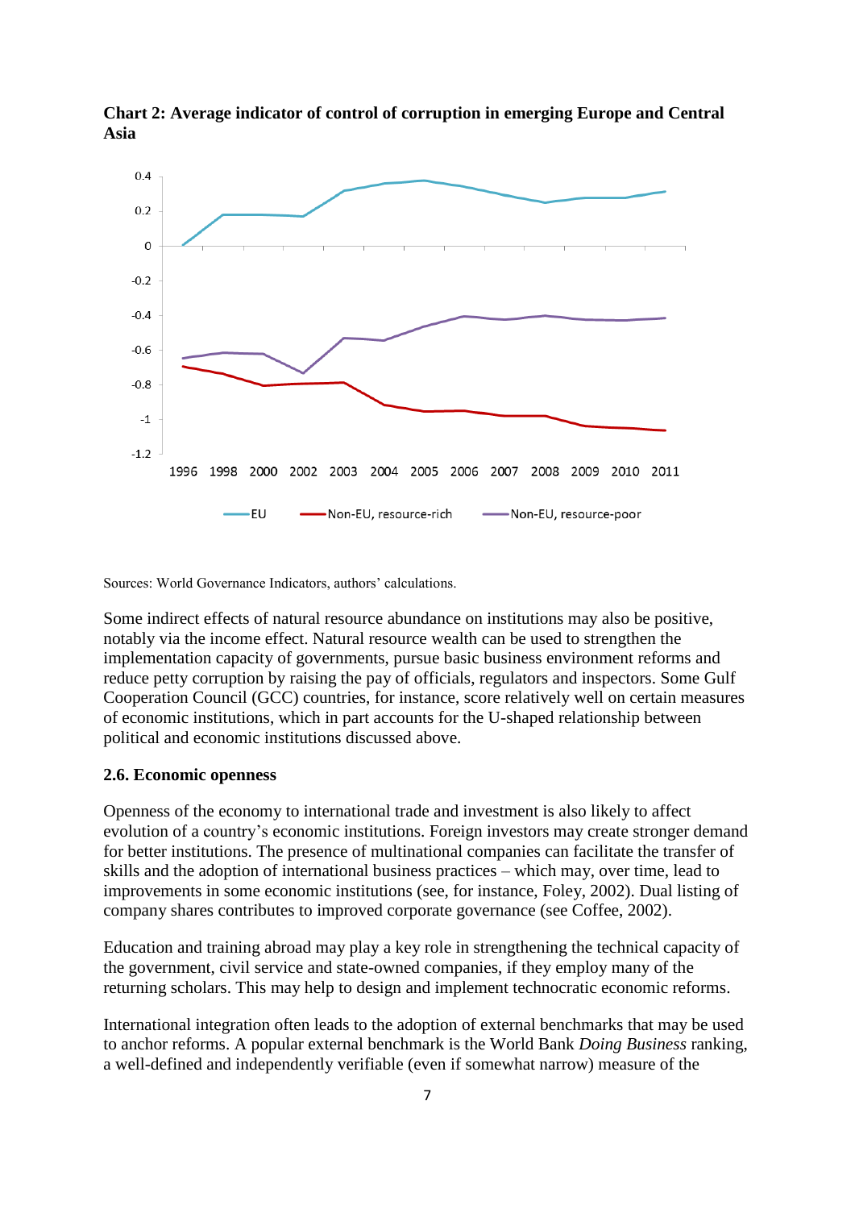**Chart 2: Average indicator of control of corruption in emerging Europe and Central Asia**

Sources: World Governance Indicators, authors' calculations.

Some indirect effects of natural resource abundance on institutions may also be positive, notably via the income effect. Natural resource wealth can be used to strengthen the implementation capacity of governments, pursue basic business environment reforms and reduce petty corruption by raising the pay of officials, regulators and inspectors. Some Gulf Cooperation Council (GCC) countries, for instance, score relatively well on certain measures of economic institutions, which in part accounts for the U-shaped relationship between political and economic institutions discussed above.

### 2.6. Economic openness

Openness of the economy to international trade and investment is also likely to affect evolution of a country's economic institutions. Foreign investors may create stronger demand for better institutions. The presence of multinational companies can facilitate the transfer of skills and the adoption of international business practices – which may, over time, lead to improvements in some economic institutions (see, for instance, Foley, 2002). Dual listing of company shares contributes to improved corporate governance (see Coffee, 2002).

Education and training abroad may play a key role in strengthening the technical capacity of the government, civil service and state-owned companies, if they employ many of the returning scholars. This may help to design and implement technocratic economic reforms.

International integration often leads to the adoption of external benchmarks that may be used to anchor reforms. A popular external benchmark is the World Bank *Doing Business* ranking, a well-defined and independently verifiable (even if somewhat narrow) measure of the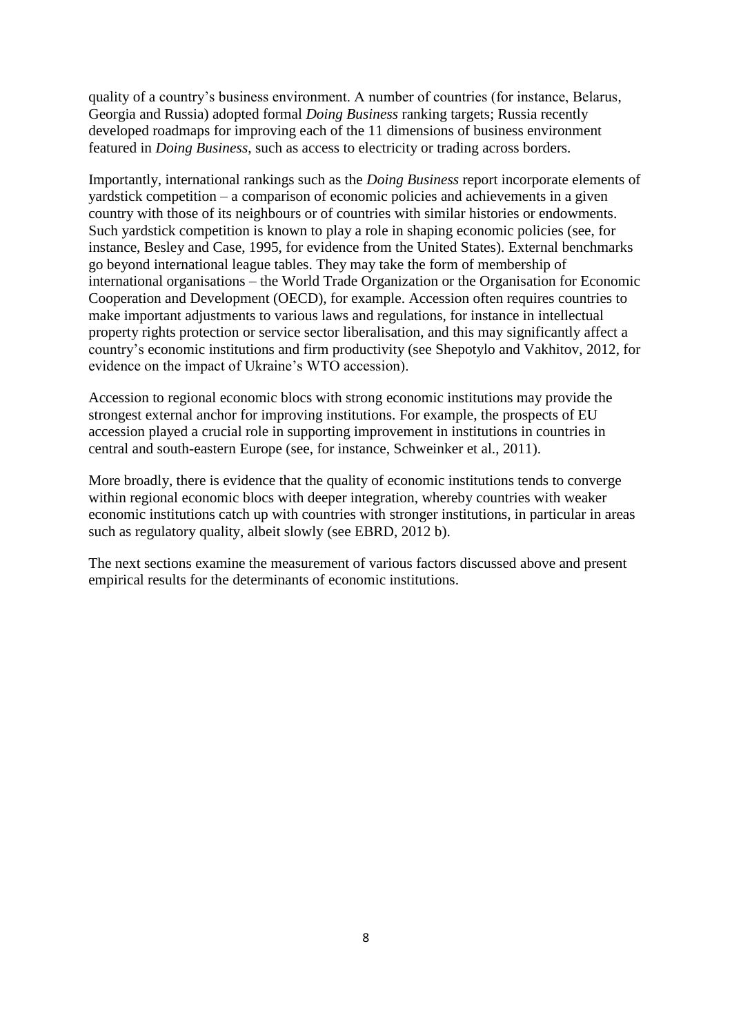quality of a country's business environment. A number of countries (for instance, Belarus, Georgia and Russia) adopted formal *Doing Business* ranking targets; Russia recently developed roadmaps for improving each of the 11 dimensions of business environment featured in *Doing Business*, such as access to electricity or trading across borders.

Importantly, international rankings such as the *Doing Business* report incorporate elements of yardstick competition – a comparison of economic policies and achievements in a given country with those of its neighbours or of countries with similar histories or endowments. Such yardstick competition is known to play a role in shaping economic policies (see, for instance, Besley and Case, 1995, for evidence from the United States). External benchmarks go beyond international league tables. They may take the form of membership of international organisations – the World Trade Organization or the Organisation for Economic Cooperation and Development (OECD), for example. Accession often requires countries to make important adjustments to various laws and regulations, for instance in intellectual property rights protection or service sector liberalisation, and this may significantly affect a country's economic institutions and firm productivity (see Shepotylo and Vakhitov, 2012, for evidence on the impact of Ukraine's WTO accession).

Accession to regional economic blocs with strong economic institutions may provide the strongest external anchor for improving institutions. For example, the prospects of EU accession played a crucial role in supporting improvement in institutions in countries in central and south-eastern Europe (see, for instance, Schweinker et al., 2011).

More broadly, there is evidence that the quality of economic institutions tends to converge within regional economic blocs with deeper integration, whereby countries with weaker economic institutions catch up with countries with stronger institutions, in particular in areas such as regulatory quality, albeit slowly (see EBRD, 2012 b).

The next sections examine the measurement of various factors discussed above and present empirical results for the determinants of economic institutions.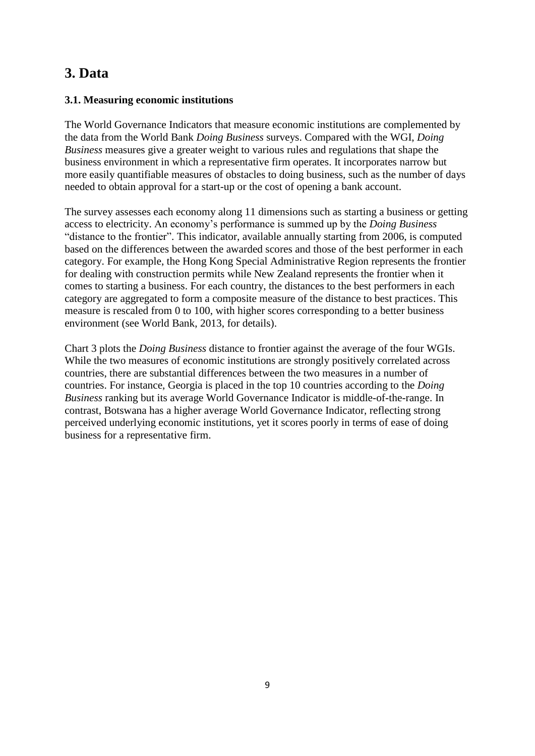# 3. Data

### 3.1. Measuring economic institutions

The World Governance Indicators that measure economic institutions are complemented by the data from the World Bank *Doing Business* surveys. Compared with the WGI, *Doing Business* measures give a greater weight to various rules and regulations that shape the business environment in which a representative firm operates. It incorporates narrow but more easily quantifiable measures of obstacles to doing business, such as the number of days needed to obtain approval for a start-up or the cost of opening a bank account.

The survey assesses each economy along 11 dimensions such as starting a business or getting access to electricity. An economy's performance is summed up by the *Doing Business* "distance to the frontier". This indicator, available annually starting from 2006, is computed based on the differences between the awarded scores and those of the best performer in each category. For example, the Hong Kong Special Administrative Region represents the frontier for dealing with construction permits while New Zealand represents the frontier when it comes to starting a business. For each country, the distances to the best performers in each category are aggregated to form a composite measure of the distance to best practices. This measure is rescaled from 0 to 100, with higher scores corresponding to a better business environment (see World Bank, 2013, for details).

Chart 3 plots the *Doing Business* distance to frontier against the average of the four WGIs. While the two measures of economic institutions are strongly positively correlated across countries, there are substantial differences between the two measures in a number of countries. For instance, Georgia is placed in the top 10 countries according to the *Doing Business* ranking but its average World Governance Indicator is middle-of-the-range. In contrast, Botswana has a higher average World Governance Indicator, reflecting strong perceived underlying economic institutions, yet it scores poorly in terms of ease of doing business for a representative firm.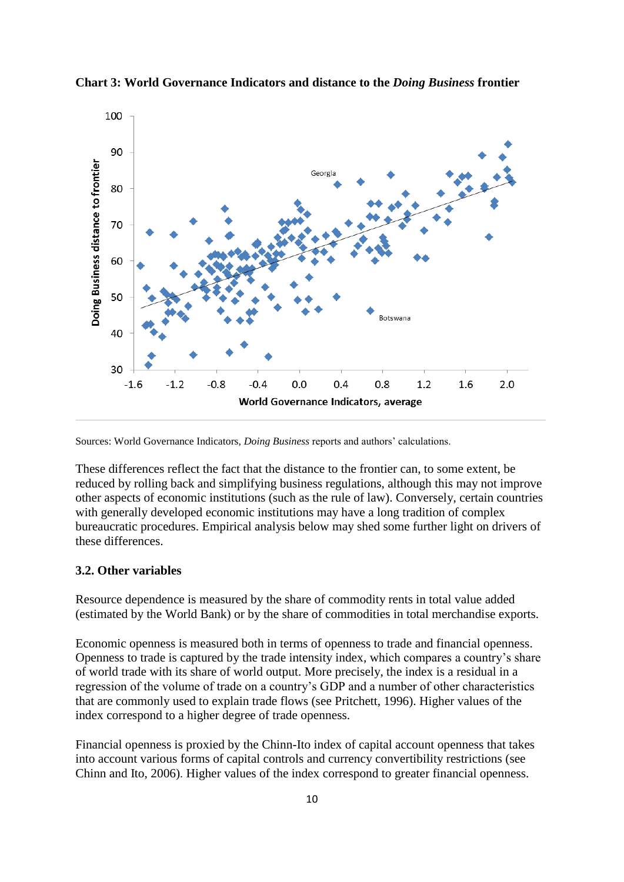**Chart 3: World Governance Indicators and distance to the *Doing Business* frontier**

Sources: World Governance Indicators, *Doing Business* reports and authors' calculations.

These differences reflect the fact that the distance to the frontier can, to some extent, be reduced by rolling back and simplifying business regulations, although this may not improve other aspects of economic institutions (such as the rule of law). Conversely, certain countries with generally developed economic institutions may have a long tradition of complex bureaucratic procedures. Empirical analysis below may shed some further light on drivers of these differences.

### 3.2. Other variables

Resource dependence is measured by the share of commodity rents in total value added (estimated by the World Bank) or by the share of commodities in total merchandise exports.

Economic openness is measured both in terms of openness to trade and financial openness. Openness to trade is captured by the trade intensity index, which compares a country's share of world trade with its share of world output. More precisely, the index is a residual in a regression of the volume of trade on a country's GDP and a number of other characteristics that are commonly used to explain trade flows (see Pritchett, 1996). Higher values of the index correspond to a higher degree of trade openness.

Financial openness is proxied by the Chinn-Ito index of capital account openness that takes into account various forms of capital controls and currency convertibility restrictions (see Chinn and Ito, 2006). Higher values of the index correspond to greater financial openness.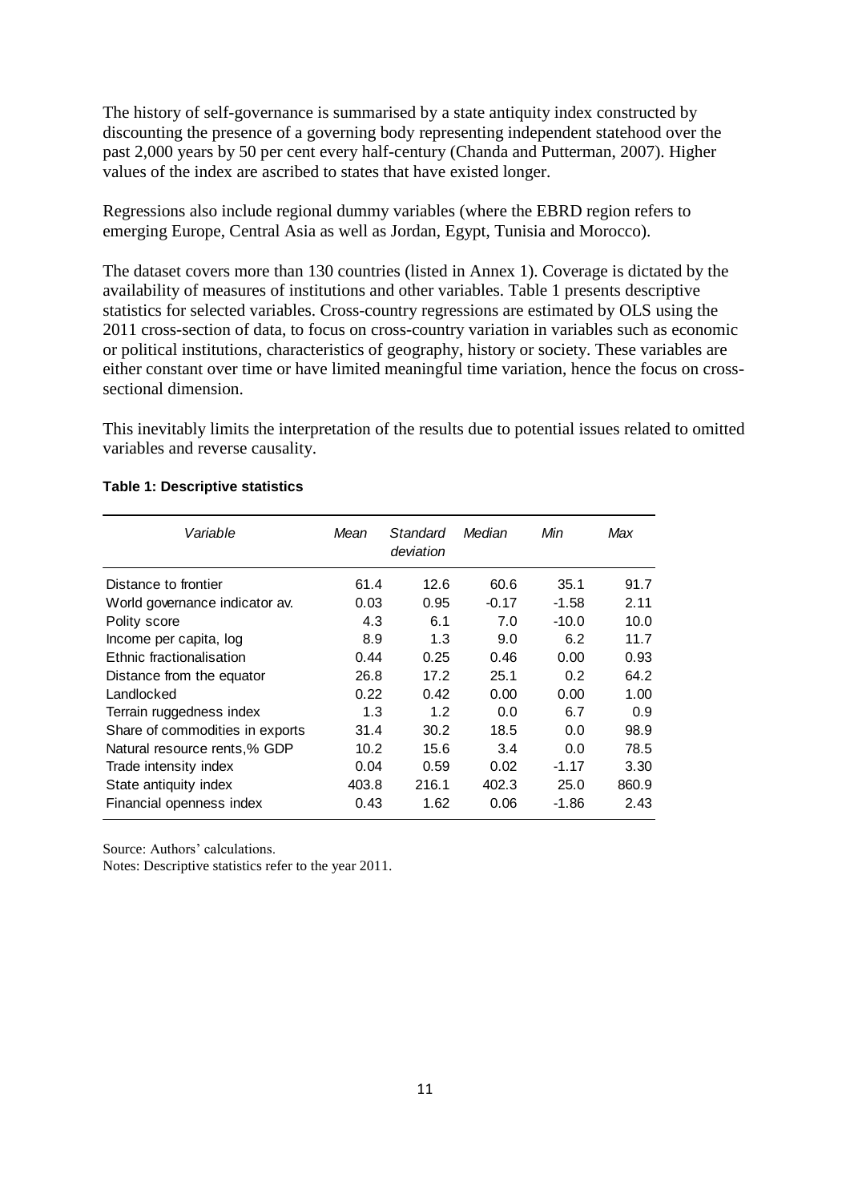The history of self-governance is summarised by a state antiquity index constructed by discounting the presence of a governing body representing independent statehood over the past 2,000 years by 50 per cent every half-century (Chanda and Putterman, 2007). Higher values of the index are ascribed to states that have existed longer.

Regressions also include regional dummy variables (where the EBRD region refers to emerging Europe, Central Asia as well as Jordan, Egypt, Tunisia and Morocco).

The dataset covers more than 130 countries (listed in Annex 1). Coverage is dictated by the availability of measures of institutions and other variables. Table 1 presents descriptive statistics for selected variables. Cross-country regressions are estimated by OLS using the 2011 cross-section of data, to focus on cross-country variation in variables such as economic or political institutions, characteristics of geography, history or society. These variables are either constant over time or have limited meaningful time variation, hence the focus on cross-sectional dimension.

This inevitably limits the interpretation of the results due to potential issues related to omitted variables and reverse causality.

**Table 1: Descriptive statistics**

| *Variable* | *Mean* | *Standard deviation* | *Median* | *Min* | *Max* |
|---|---|---|---|---|---|
| Distance to frontier | 61.4 | 12.6 | 60.6 | 35.1 | 91.7 |
| World governance indicator av. | 0.03 | 0.95 | -0.17 | -1.58 | 2.11 |
| Polity score | 4.3 | 6.1 | 7.0 | -10.0 | 10.0 |
| Income per capita, log | 8.9 | 1.3 | 9.0 | 6.2 | 11.7 |
| Ethnic fractionalisation | 0.44 | 0.25 | 0.46 | 0.00 | 0.93 |
| Distance from the equator | 26.8 | 17.2 | 25.1 | 0.2 | 64.2 |
| Landlocked | 0.22 | 0.42 | 0.00 | 0.00 | 1.00 |
| Terrain ruggedness index | 1.3 | 1.2 | 0.0 | 6.7 | 0.9 |
| Share of commodities in exports | 31.4 | 30.2 | 18.5 | 0.0 | 98.9 |
| Natural resource rents,% GDP | 10.2 | 15.6 | 3.4 | 0.0 | 78.5 |
| Trade intensity index | 0.04 | 0.59 | 0.02 | -1.17 | 3.30 |
| State antiquity index | 403.8 | 216.1 | 402.3 | 25.0 | 860.9 |
| Financial openness index | 0.43 | 1.62 | 0.06 | -1.86 | 2.43 |

Source: Authors' calculations.

Notes: Descriptive statistics refer to the year 2011.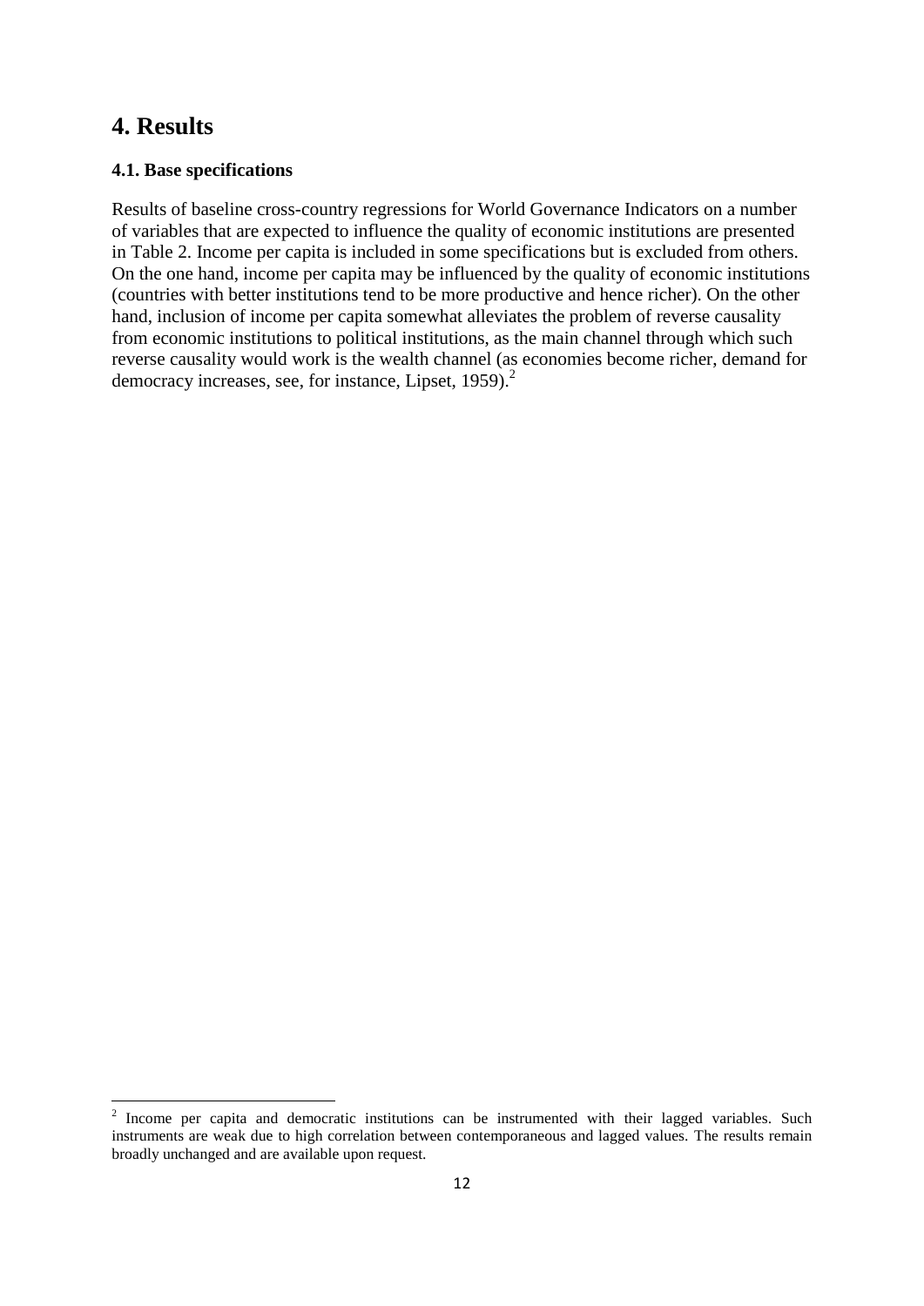# 4. Results

### 4.1. Base specifications

Results of baseline cross-country regressions for World Governance Indicators on a number of variables that are expected to influence the quality of economic institutions are presented in Table 2. Income per capita is included in some specifications but is excluded from others. On the one hand, income per capita may be influenced by the quality of economic institutions (countries with better institutions tend to be more productive and hence richer). On the other hand, inclusion of income per capita somewhat alleviates the problem of reverse causality from economic institutions to political institutions, as the main channel through which such reverse causality would work is the wealth channel (as economies become richer, demand for democracy increases, see, for instance, Lipset, 1959).[2]

---

[2] Income per capita and democratic institutions can be instrumented with their lagged variables. Such instruments are weak due to high correlation between contemporaneous and lagged values. The results remain broadly unchanged and are available upon request.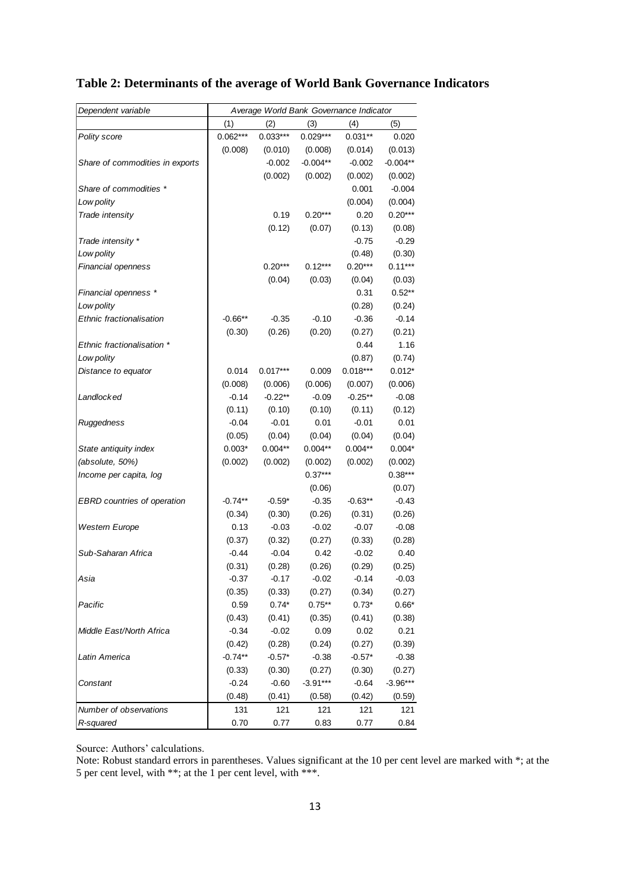## Table 2: Determinants of the average of World Bank Governance Indicators

| Dependent variable | Average World Bank Governance Indicator | | | | |
|---|---|---|---|---|---|
| | (1) | (2) | (3) | (4) | (5) |
| *Polity score* | 0.062*** | 0.033*** | 0.029*** | 0.031** | 0.020 |
| | (0.008) | (0.010) | (0.008) | (0.014) | (0.013) |
| *Share of commodities in exports* | | -0.002 | -0.004** | -0.002 | -0.004** |
| | | (0.002) | (0.002) | (0.002) | (0.002) |
| *Share of commodities \* Low polity* | | | | 0.001 | -0.004 |
| | | | | (0.004) | (0.004) |
| *Trade intensity* | | 0.19 | 0.20*** | 0.20 | 0.20*** |
| | | (0.12) | (0.07) | (0.13) | (0.08) |
| *Trade intensity \* Low polity* | | | | -0.75 | -0.29 |
| | | | | (0.48) | (0.30) |
| *Financial openness* | | 0.20*** | 0.12*** | 0.20*** | 0.11*** |
| | | (0.04) | (0.03) | (0.04) | (0.03) |
| *Financial openness \* Low polity* | | | | 0.31 | 0.52** |
| | | | | (0.28) | (0.24) |
| *Ethnic fractionalisation* | -0.66** | -0.35 | -0.10 | -0.36 | -0.14 |
| | (0.30) | (0.26) | (0.20) | (0.27) | (0.21) |
| *Ethnic fractionalisation \* Low polity* | | | | 0.44 | 1.16 |
| | | | | (0.87) | (0.74) |
| *Distance to equator* | 0.014 | 0.017*** | 0.009 | 0.018*** | 0.012* |
| | (0.008) | (0.006) | (0.006) | (0.007) | (0.006) |
| *Landlocked* | -0.14 | -0.22** | -0.09 | -0.25** | -0.08 |
| | (0.11) | (0.10) | (0.10) | (0.11) | (0.12) |
| *Ruggedness* | -0.04 | -0.01 | 0.01 | -0.01 | 0.01 |
| | (0.05) | (0.04) | (0.04) | (0.04) | (0.04) |
| *State antiquity index (absolute, 50%)* | 0.003* | 0.004** | 0.004** | 0.004** | 0.004* |
| | (0.002) | (0.002) | (0.002) | (0.002) | (0.002) |
| *Income per capita, log* | | | 0.37*** | | 0.38*** |
| | | | (0.06) | | (0.07) |
| *EBRD countries of operation* | -0.74** | -0.59* | -0.35 | -0.63** | -0.43 |
| | (0.34) | (0.30) | (0.26) | (0.31) | (0.26) |
| *Western Europe* | 0.13 | -0.03 | -0.02 | -0.07 | -0.08 |
| | (0.37) | (0.32) | (0.27) | (0.33) | (0.28) |
| *Sub-Saharan Africa* | -0.44 | -0.04 | 0.42 | -0.02 | 0.40 |
| | (0.31) | (0.28) | (0.26) | (0.29) | (0.25) |
| *Asia* | -0.37 | -0.17 | -0.02 | -0.14 | -0.03 |
| | (0.35) | (0.33) | (0.27) | (0.34) | (0.27) |
| *Pacific* | 0.59 | 0.74* | 0.75** | 0.73* | 0.66* |
| | (0.43) | (0.41) | (0.35) | (0.41) | (0.38) |
| *Middle East/North Africa* | -0.34 | -0.02 | 0.09 | 0.02 | 0.21 |
| | (0.42) | (0.28) | (0.24) | (0.27) | (0.39) |
| *Latin America* | -0.74** | -0.57* | -0.38 | -0.57* | -0.38 |
| | (0.33) | (0.30) | (0.27) | (0.30) | (0.27) |
| *Constant* | -0.24 | -0.60 | -3.91*** | -0.64 | -3.96*** |
| | (0.48) | (0.41) | (0.58) | (0.42) | (0.59) |
| *Number of observations* | 131 | 121 | 121 | 121 | 121 |
| *R-squared* | 0.70 | 0.77 | 0.83 | 0.77 | 0.84 |

Source: Authors' calculations.

Note: Robust standard errors in parentheses. Values significant at the 10 per cent level are marked with *; at the 5 per cent level, with **; at the 1 per cent level, with ***.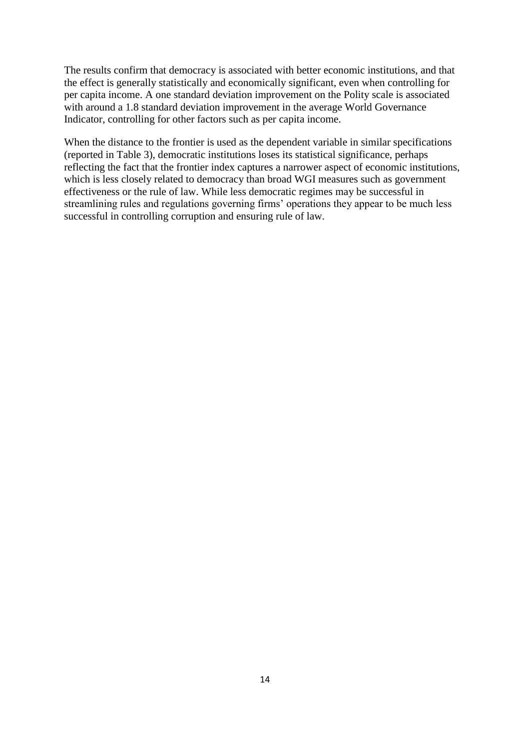The results confirm that democracy is associated with better economic institutions, and that the effect is generally statistically and economically significant, even when controlling for per capita income. A one standard deviation improvement on the Polity scale is associated with around a 1.8 standard deviation improvement in the average World Governance Indicator, controlling for other factors such as per capita income.

When the distance to the frontier is used as the dependent variable in similar specifications (reported in Table 3), democratic institutions loses its statistical significance, perhaps reflecting the fact that the frontier index captures a narrower aspect of economic institutions, which is less closely related to democracy than broad WGI measures such as government effectiveness or the rule of law. While less democratic regimes may be successful in streamlining rules and regulations governing firms' operations they appear to be much less successful in controlling corruption and ensuring rule of law.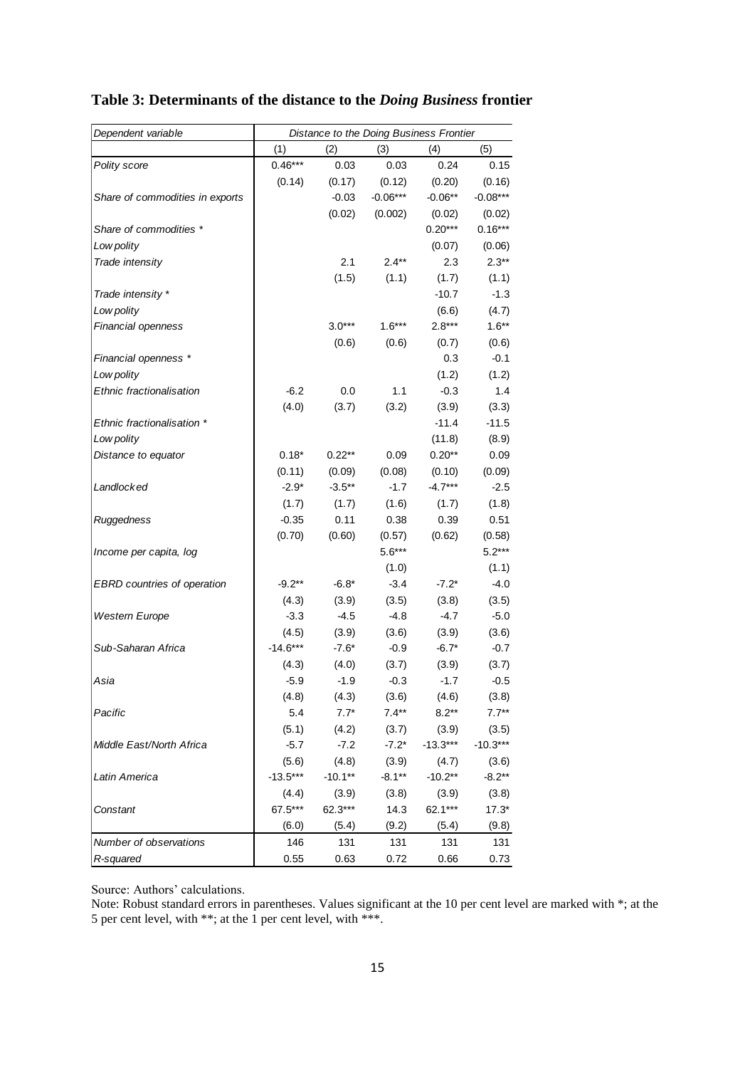**Table 3: Determinants of the distance to the *Doing Business* frontier**

| Dependent variable | Distance to the Doing Business Frontier | | | | |
|---|---|---|---|---|---|
| | (1) | (2) | (3) | (4) | (5) |
| Polity score | 0.46*** | 0.03 | 0.03 | 0.24 | 0.15 |
| | (0.14) | (0.17) | (0.12) | (0.20) | (0.16) |
| Share of commodities in exports | | -0.03 | -0.06*** | -0.06** | -0.08*** |
| | | (0.02) | (0.002) | (0.02) | (0.02) |
| Share of commodities * Low polity | | | | 0.20*** | 0.16*** |
| | | | | (0.07) | (0.06) |
| Trade intensity | | 2.1 | 2.4** | 2.3 | 2.3** |
| | | (1.5) | (1.1) | (1.7) | (1.1) |
| Trade intensity * Low polity | | | | -10.7 | -1.3 |
| | | | | (6.6) | (4.7) |
| Financial openness | | 3.0*** | 1.6*** | 2.8*** | 1.6** |
| | | (0.6) | (0.6) | (0.7) | (0.6) |
| Financial openness * Low polity | | | | 0.3 | -0.1 |
| | | | | (1.2) | (1.2) |
| Ethnic fractionalisation | -6.2 | 0.0 | 1.1 | -0.3 | 1.4 |
| | (4.0) | (3.7) | (3.2) | (3.9) | (3.3) |
| Ethnic fractionalisation * Low polity | | | | -11.4 | -11.5 |
| | | | | (11.8) | (8.9) |
| Distance to equator | 0.18* | 0.22** | 0.09 | 0.20** | 0.09 |
| | (0.11) | (0.09) | (0.08) | (0.10) | (0.09) |
| Landlocked | -2.9* | -3.5** | -1.7 | -4.7*** | -2.5 |
| | (1.7) | (1.7) | (1.6) | (1.7) | (1.8) |
| Ruggedness | -0.35 | 0.11 | 0.38 | 0.39 | 0.51 |
| | (0.70) | (0.60) | (0.57) | (0.62) | (0.58) |
| Income per capita, log | | | 5.6*** | | 5.2*** |
| | | | (1.0) | | (1.1) |
| EBRD countries of operation | -9.2** | -6.8* | -3.4 | -7.2* | -4.0 |
| | (4.3) | (3.9) | (3.5) | (3.8) | (3.5) |
| Western Europe | -3.3 | -4.5 | -4.8 | -4.7 | -5.0 |
| | (4.5) | (3.9) | (3.6) | (3.9) | (3.6) |
| Sub-Saharan Africa | -14.6*** | -7.6* | -0.9 | -6.7* | -0.7 |
| | (4.3) | (4.0) | (3.7) | (3.9) | (3.7) |
| Asia | -5.9 | -1.9 | -0.3 | -1.7 | -0.5 |
| | (4.8) | (4.3) | (3.6) | (4.6) | (3.8) |
| Pacific | 5.4 | 7.7* | 7.4** | 8.2** | 7.7** |
| | (5.1) | (4.2) | (3.7) | (3.9) | (3.5) |
| Middle East/North Africa | -5.7 | -7.2 | -7.2* | -13.3*** | -10.3*** |
| | (5.6) | (4.8) | (3.9) | (4.7) | (3.6) |
| Latin America | -13.5*** | -10.1** | -8.1** | -10.2** | -8.2** |
| | (4.4) | (3.9) | (3.8) | (3.9) | (3.8) |
| Constant | 67.5*** | 62.3*** | 14.3 | 62.1*** | 17.3* |
| | (6.0) | (5.4) | (9.2) | (5.4) | (9.8) |
| Number of observations | 146 | 131 | 131 | 131 | 131 |
| R-squared | 0.55 | 0.63 | 0.72 | 0.66 | 0.73 |

Source: Authors' calculations.

Note: Robust standard errors in parentheses. Values significant at the 10 per cent level are marked with *; at the 5 per cent level, with **; at the 1 per cent level, with ***.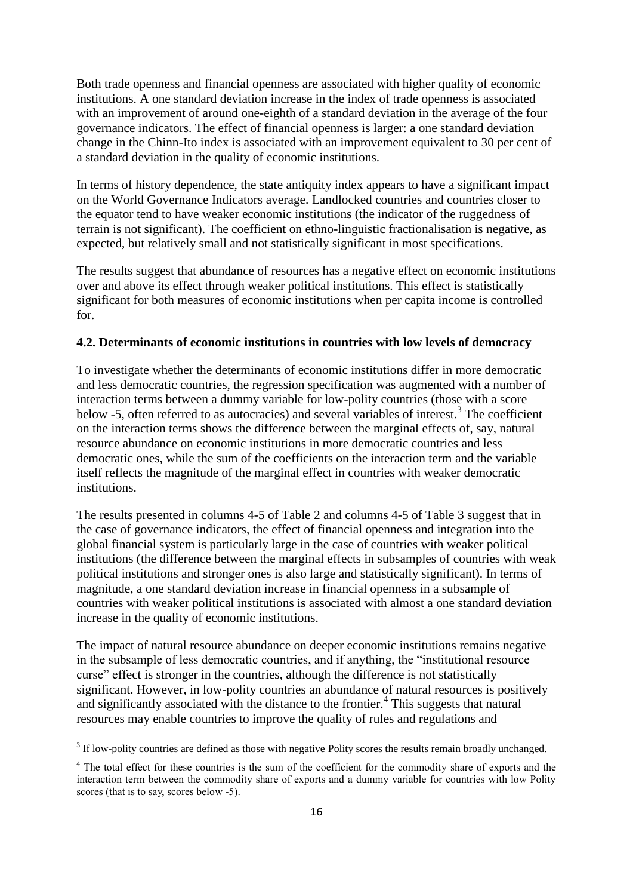Both trade openness and financial openness are associated with higher quality of economic institutions. A one standard deviation increase in the index of trade openness is associated with an improvement of around one-eighth of a standard deviation in the average of the four governance indicators. The effect of financial openness is larger: a one standard deviation change in the Chinn-Ito index is associated with an improvement equivalent to 30 per cent of a standard deviation in the quality of economic institutions.

In terms of history dependence, the state antiquity index appears to have a significant impact on the World Governance Indicators average. Landlocked countries and countries closer to the equator tend to have weaker economic institutions (the indicator of the ruggedness of terrain is not significant). The coefficient on ethno-linguistic fractionalisation is negative, as expected, but relatively small and not statistically significant in most specifications.

The results suggest that abundance of resources has a negative effect on economic institutions over and above its effect through weaker political institutions. This effect is statistically significant for both measures of economic institutions when per capita income is controlled for.

### 4.2. Determinants of economic institutions in countries with low levels of democracy

To investigate whether the determinants of economic institutions differ in more democratic and less democratic countries, the regression specification was augmented with a number of interaction terms between a dummy variable for low-polity countries (those with a score below -5, often referred to as autocracies) and several variables of interest.[3] The coefficient on the interaction terms shows the difference between the marginal effects of, say, natural resource abundance on economic institutions in more democratic countries and less democratic ones, while the sum of the coefficients on the interaction term and the variable itself reflects the magnitude of the marginal effect in countries with weaker democratic institutions.

The results presented in columns 4-5 of Table 2 and columns 4-5 of Table 3 suggest that in the case of governance indicators, the effect of financial openness and integration into the global financial system is particularly large in the case of countries with weaker political institutions (the difference between the marginal effects in subsamples of countries with weak political institutions and stronger ones is also large and statistically significant). In terms of magnitude, a one standard deviation increase in financial openness in a subsample of countries with weaker political institutions is associated with almost a one standard deviation increase in the quality of economic institutions.

The impact of natural resource abundance on deeper economic institutions remains negative in the subsample of less democratic countries, and if anything, the "institutional resource curse" effect is stronger in the countries, although the difference is not statistically significant. However, in low-polity countries an abundance of natural resources is positively and significantly associated with the distance to the frontier.[4] This suggests that natural resources may enable countries to improve the quality of rules and regulations and

---

[3] If low-polity countries are defined as those with negative Polity scores the results remain broadly unchanged.

[4] The total effect for these countries is the sum of the coefficient for the commodity share of exports and the interaction term between the commodity share of exports and a dummy variable for countries with low Polity scores (that is to say, scores below -5).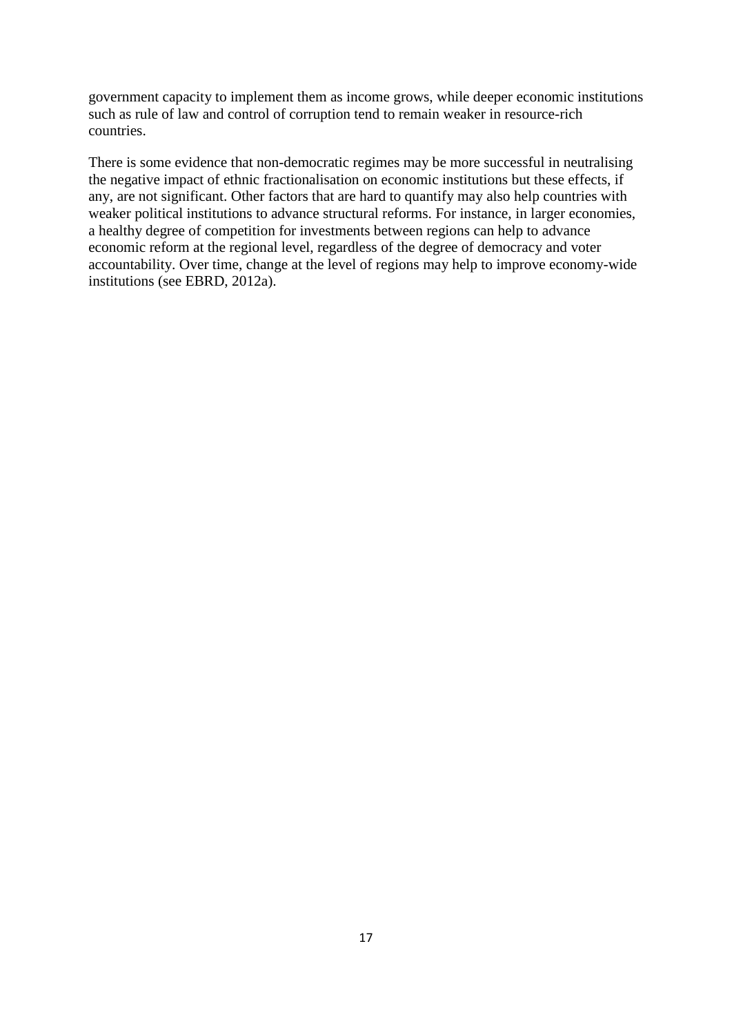government capacity to implement them as income grows, while deeper economic institutions such as rule of law and control of corruption tend to remain weaker in resource-rich countries.

There is some evidence that non-democratic regimes may be more successful in neutralising the negative impact of ethnic fractionalisation on economic institutions but these effects, if any, are not significant. Other factors that are hard to quantify may also help countries with weaker political institutions to advance structural reforms. For instance, in larger economies, a healthy degree of competition for investments between regions can help to advance economic reform at the regional level, regardless of the degree of democracy and voter accountability. Over time, change at the level of regions may help to improve economy-wide institutions (see EBRD, 2012a).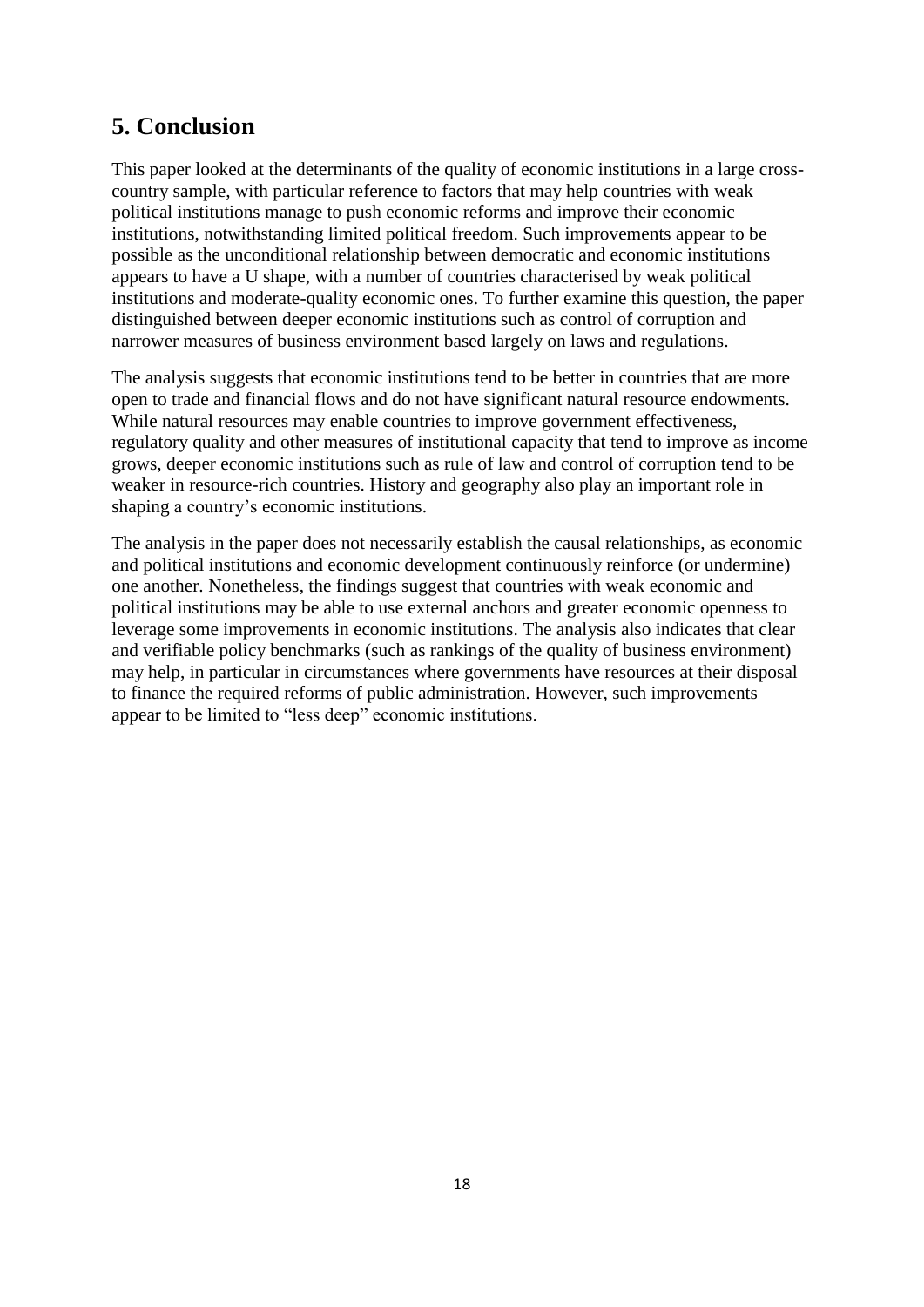## 5. Conclusion

This paper looked at the determinants of the quality of economic institutions in a large cross-country sample, with particular reference to factors that may help countries with weak political institutions manage to push economic reforms and improve their economic institutions, notwithstanding limited political freedom. Such improvements appear to be possible as the unconditional relationship between democratic and economic institutions appears to have a U shape, with a number of countries characterised by weak political institutions and moderate-quality economic ones. To further examine this question, the paper distinguished between deeper economic institutions such as control of corruption and narrower measures of business environment based largely on laws and regulations.

The analysis suggests that economic institutions tend to be better in countries that are more open to trade and financial flows and do not have significant natural resource endowments. While natural resources may enable countries to improve government effectiveness, regulatory quality and other measures of institutional capacity that tend to improve as income grows, deeper economic institutions such as rule of law and control of corruption tend to be weaker in resource-rich countries. History and geography also play an important role in shaping a country's economic institutions.

The analysis in the paper does not necessarily establish the causal relationships, as economic and political institutions and economic development continuously reinforce (or undermine) one another. Nonetheless, the findings suggest that countries with weak economic and political institutions may be able to use external anchors and greater economic openness to leverage some improvements in economic institutions. The analysis also indicates that clear and verifiable policy benchmarks (such as rankings of the quality of business environment) may help, in particular in circumstances where governments have resources at their disposal to finance the required reforms of public administration. However, such improvements appear to be limited to "less deep" economic institutions.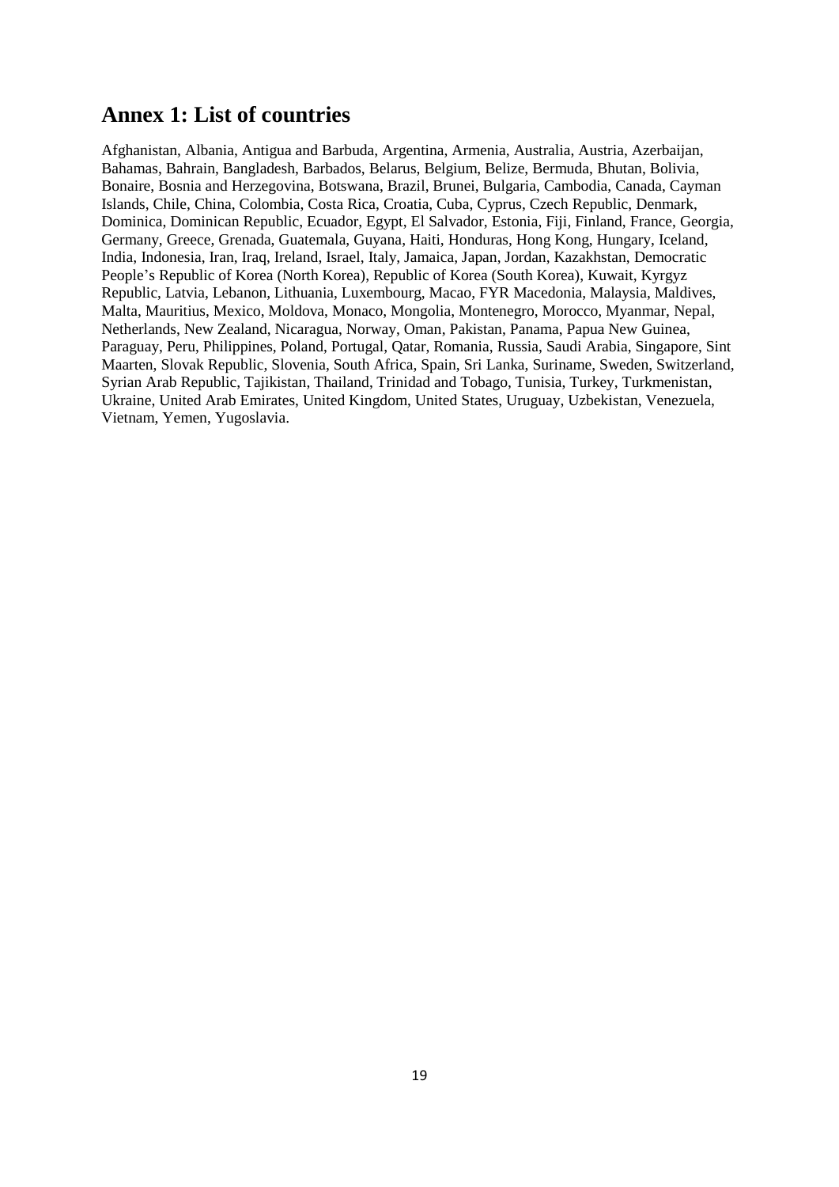## Annex 1: List of countries

Afghanistan, Albania, Antigua and Barbuda, Argentina, Armenia, Australia, Austria, Azerbaijan, Bahamas, Bahrain, Bangladesh, Barbados, Belarus, Belgium, Belize, Bermuda, Bhutan, Bolivia, Bonaire, Bosnia and Herzegovina, Botswana, Brazil, Brunei, Bulgaria, Cambodia, Canada, Cayman Islands, Chile, China, Colombia, Costa Rica, Croatia, Cuba, Cyprus, Czech Republic, Denmark, Dominica, Dominican Republic, Ecuador, Egypt, El Salvador, Estonia, Fiji, Finland, France, Georgia, Germany, Greece, Grenada, Guatemala, Guyana, Haiti, Honduras, Hong Kong, Hungary, Iceland, India, Indonesia, Iran, Iraq, Ireland, Israel, Italy, Jamaica, Japan, Jordan, Kazakhstan, Democratic People's Republic of Korea (North Korea), Republic of Korea (South Korea), Kuwait, Kyrgyz Republic, Latvia, Lebanon, Lithuania, Luxembourg, Macao, FYR Macedonia, Malaysia, Maldives, Malta, Mauritius, Mexico, Moldova, Monaco, Mongolia, Montenegro, Morocco, Myanmar, Nepal, Netherlands, New Zealand, Nicaragua, Norway, Oman, Pakistan, Panama, Papua New Guinea, Paraguay, Peru, Philippines, Poland, Portugal, Qatar, Romania, Russia, Saudi Arabia, Singapore, Sint Maarten, Slovak Republic, Slovenia, South Africa, Spain, Sri Lanka, Suriname, Sweden, Switzerland, Syrian Arab Republic, Tajikistan, Thailand, Trinidad and Tobago, Tunisia, Turkey, Turkmenistan, Ukraine, United Arab Emirates, United Kingdom, United States, Uruguay, Uzbekistan, Venezuela, Vietnam, Yemen, Yugoslavia.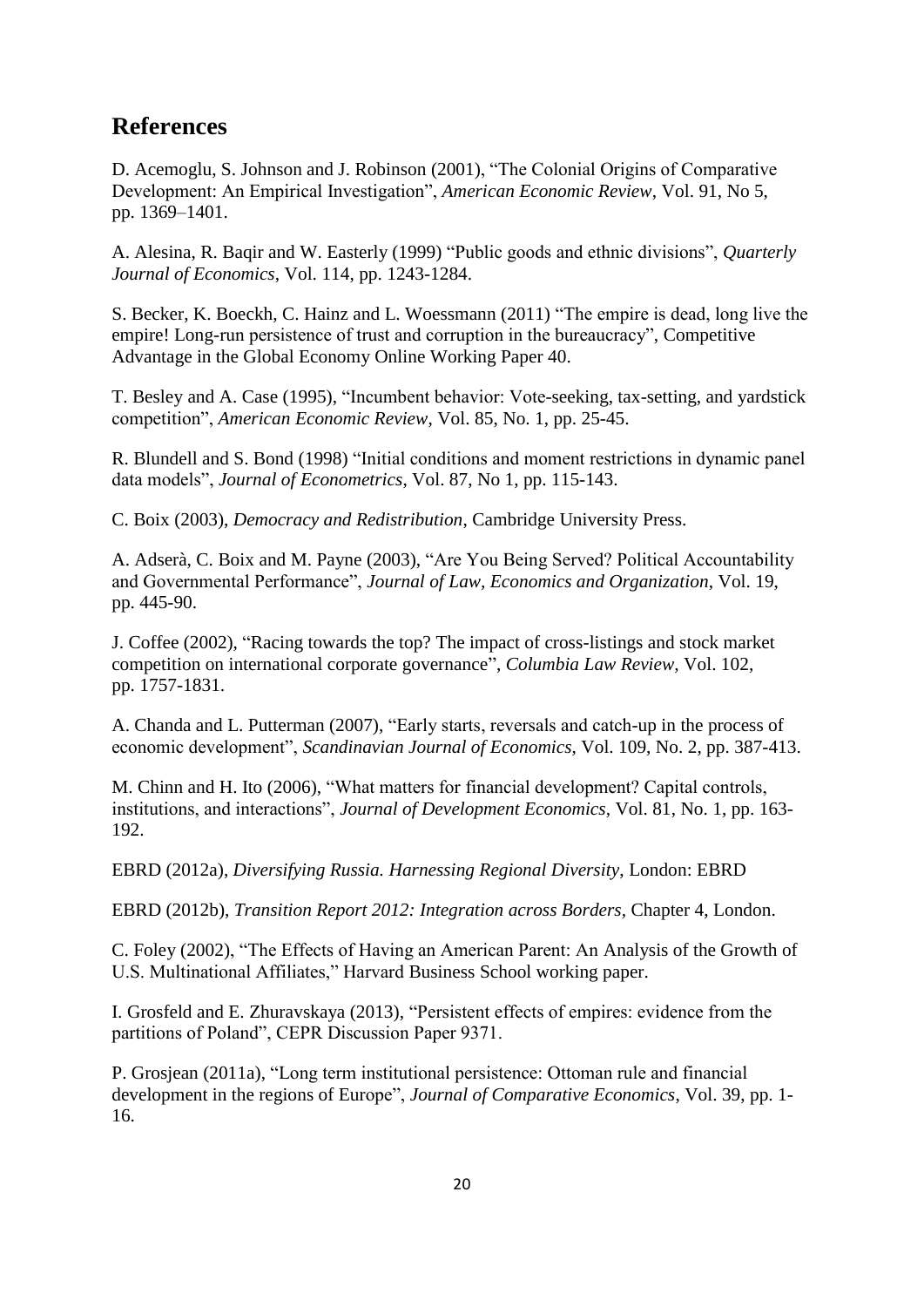## References

D. Acemoglu, S. Johnson and J. Robinson (2001), "The Colonial Origins of Comparative Development: An Empirical Investigation", *American Economic Review*, Vol. 91, No 5, pp. 1369–1401.

A. Alesina, R. Baqir and W. Easterly (1999) "Public goods and ethnic divisions", *Quarterly Journal of Economics*, Vol. 114, pp. 1243-1284.

S. Becker, K. Boeckh, C. Hainz and L. Woessmann (2011) "The empire is dead, long live the empire! Long-run persistence of trust and corruption in the bureaucracy", Competitive Advantage in the Global Economy Online Working Paper 40.

T. Besley and A. Case (1995), "Incumbent behavior: Vote-seeking, tax-setting, and yardstick competition", *American Economic Review*, Vol. 85, No. 1, pp. 25-45.

R. Blundell and S. Bond (1998) "Initial conditions and moment restrictions in dynamic panel data models", *Journal of Econometrics*, Vol. 87, No 1, pp. 115-143.

C. Boix (2003), *Democracy and Redistribution*, Cambridge University Press.

A. Adserà, C. Boix and M. Payne (2003), "Are You Being Served? Political Accountability and Governmental Performance", *Journal of Law, Economics and Organization*, Vol. 19, pp. 445-90.

J. Coffee (2002), "Racing towards the top? The impact of cross-listings and stock market competition on international corporate governance", *Columbia Law Review*, Vol. 102, pp. 1757-1831.

A. Chanda and L. Putterman (2007), "Early starts, reversals and catch-up in the process of economic development", *Scandinavian Journal of Economics*, Vol. 109, No. 2, pp. 387-413.

M. Chinn and H. Ito (2006), "What matters for financial development? Capital controls, institutions, and interactions", *Journal of Development Economics*, Vol. 81, No. 1, pp. 163-192.

EBRD (2012a), *Diversifying Russia. Harnessing Regional Diversity*, London: EBRD

EBRD (2012b), *Transition Report 2012: Integration across Borders*, Chapter 4, London.

C. Foley (2002), "The Effects of Having an American Parent: An Analysis of the Growth of U.S. Multinational Affiliates," Harvard Business School working paper.

I. Grosfeld and E. Zhuravskaya (2013), "Persistent effects of empires: evidence from the partitions of Poland", CEPR Discussion Paper 9371.

P. Grosjean (2011a), "Long term institutional persistence: Ottoman rule and financial development in the regions of Europe", *Journal of Comparative Economics*, Vol. 39, pp. 1-16.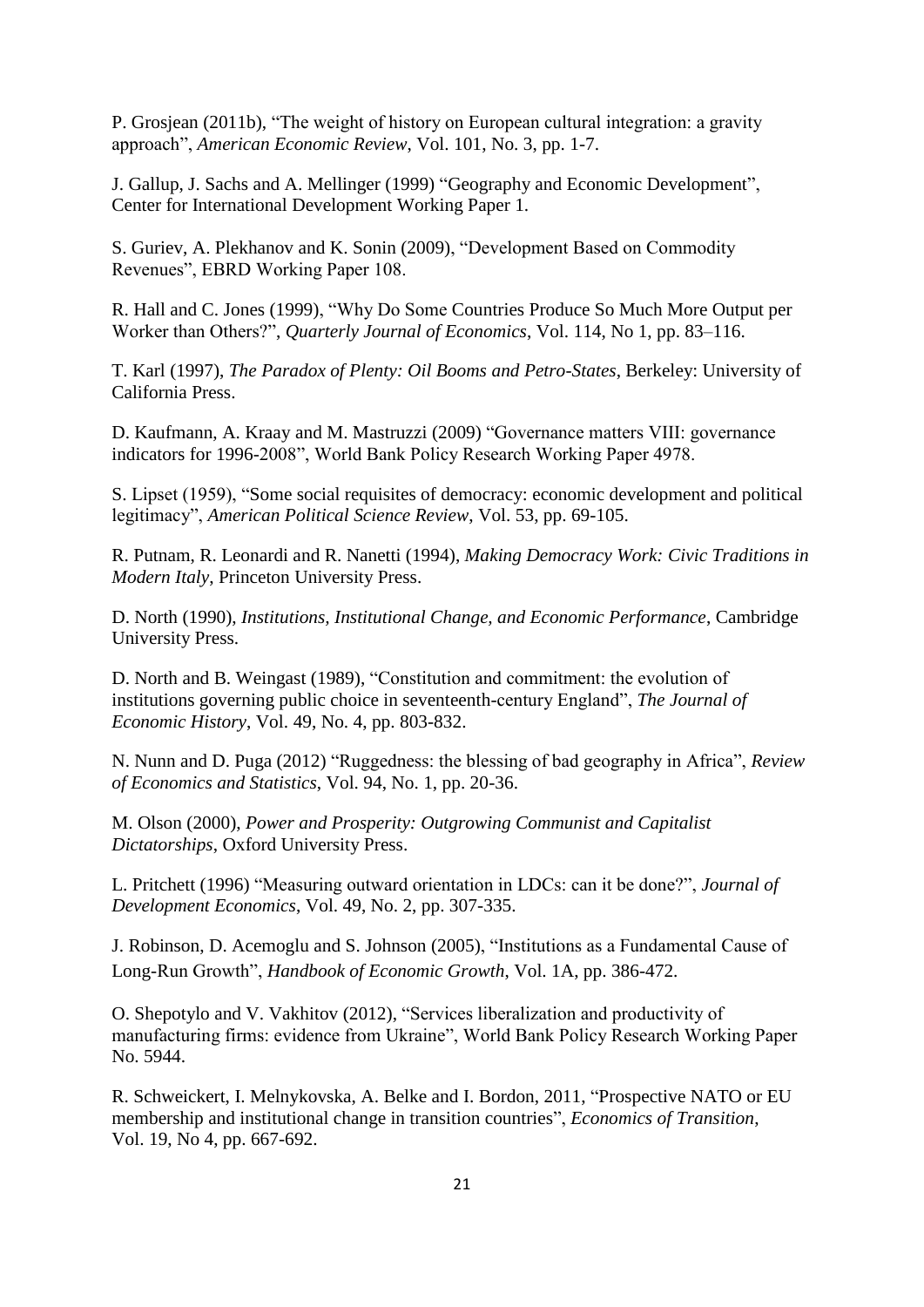P. Grosjean (2011b), "The weight of history on European cultural integration: a gravity approach", *American Economic Review*, Vol. 101, No. 3, pp. 1-7.

J. Gallup, J. Sachs and A. Mellinger (1999) "Geography and Economic Development", Center for International Development Working Paper 1.

S. Guriev, A. Plekhanov and K. Sonin (2009), "Development Based on Commodity Revenues", EBRD Working Paper 108.

R. Hall and C. Jones (1999), "Why Do Some Countries Produce So Much More Output per Worker than Others?", *Quarterly Journal of Economics*, Vol. 114, No 1, pp. 83–116.

T. Karl (1997), *The Paradox of Plenty: Oil Booms and Petro-States*, Berkeley: University of California Press.

D. Kaufmann, A. Kraay and M. Mastruzzi (2009) "Governance matters VIII: governance indicators for 1996-2008", World Bank Policy Research Working Paper 4978.

S. Lipset (1959), "Some social requisites of democracy: economic development and political legitimacy", *American Political Science Review*, Vol. 53, pp. 69-105.

R. Putnam, R. Leonardi and R. Nanetti (1994), *Making Democracy Work: Civic Traditions in Modern Italy*, Princeton University Press.

D. North (1990), *Institutions, Institutional Change, and Economic Performance*, Cambridge University Press.

D. North and B. Weingast (1989), "Constitution and commitment: the evolution of institutions governing public choice in seventeenth-century England", *The Journal of Economic History*, Vol. 49, No. 4, pp. 803-832.

N. Nunn and D. Puga (2012) "Ruggedness: the blessing of bad geography in Africa", *Review of Economics and Statistics*, Vol. 94, No. 1, pp. 20-36.

M. Olson (2000), *Power and Prosperity: Outgrowing Communist and Capitalist Dictatorships*, Oxford University Press.

L. Pritchett (1996) "Measuring outward orientation in LDCs: can it be done?", *Journal of Development Economics*, Vol. 49, No. 2, pp. 307-335.

J. Robinson, D. Acemoglu and S. Johnson (2005), "Institutions as a Fundamental Cause of Long-Run Growth", *Handbook of Economic Growth*, Vol. 1A, pp. 386-472.

O. Shepotylo and V. Vakhitov (2012), "Services liberalization and productivity of manufacturing firms: evidence from Ukraine", World Bank Policy Research Working Paper No. 5944.

R. Schweickert, I. Melnykovska, A. Belke and I. Bordon, 2011, "Prospective NATO or EU membership and institutional change in transition countries", *Economics of Transition*, Vol. 19, No 4, pp. 667-692.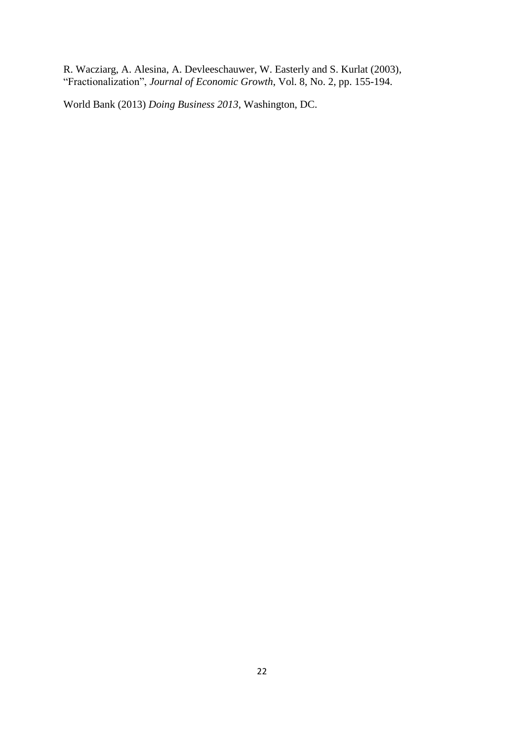R. Wacziarg, A. Alesina, A. Devleeschauwer, W. Easterly and S. Kurlat (2003), "Fractionalization", *Journal of Economic Growth*, Vol. 8, No. 2, pp. 155-194.

World Bank (2013) *Doing Business 2013*, Washington, DC.